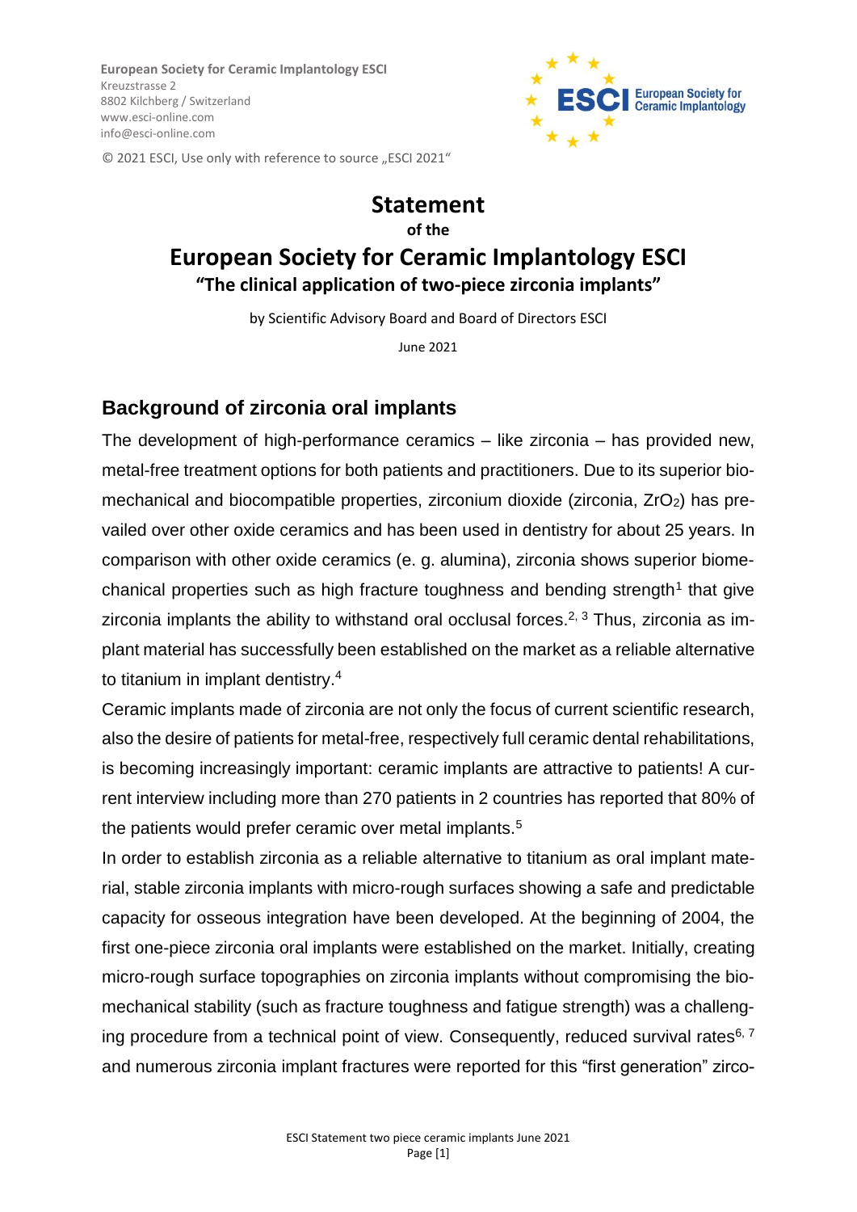**European Society for Ceramic Implantology ESCI**
Kreuzstrasse 2
8802 Kilchberg / Switzerland
www.esci-online.com
info@esci-online.com

© 2021 ESCI, Use only with reference to source „ESCI 2021"

# Statement

**of the**

# European Society for Ceramic Implantology ESCI

**"The clinical application of two-piece zirconia implants"**

by Scientific Advisory Board and Board of Directors ESCI

June 2021

## Background of zirconia oral implants

The development of high-performance ceramics – like zirconia – has provided new, metal-free treatment options for both patients and practitioners. Due to its superior biomechanical and biocompatible properties, zirconium dioxide (zirconia, $ZrO_2$) has prevailed over other oxide ceramics and has been used in dentistry for about 25 years. In comparison with other oxide ceramics (e. g. alumina), zirconia shows superior biomechanical properties such as high fracture toughness and bending strength[1] that give zirconia implants the ability to withstand oral occlusal forces.[2, 3] Thus, zirconia as implant material has successfully been established on the market as a reliable alternative to titanium in implant dentistry.[4]

Ceramic implants made of zirconia are not only the focus of current scientific research, also the desire of patients for metal-free, respectively full ceramic dental rehabilitations, is becoming increasingly important: ceramic implants are attractive to patients! A current interview including more than 270 patients in 2 countries has reported that 80% of the patients would prefer ceramic over metal implants.[5]

In order to establish zirconia as a reliable alternative to titanium as oral implant material, stable zirconia implants with micro-rough surfaces showing a safe and predictable capacity for osseous integration have been developed. At the beginning of 2004, the first one-piece zirconia oral implants were established on the market. Initially, creating micro-rough surface topographies on zirconia implants without compromising the biomechanical stability (such as fracture toughness and fatigue strength) was a challenging procedure from a technical point of view. Consequently, reduced survival rates[6, 7] and numerous zirconia implant fractures were reported for this "first generation" zirco-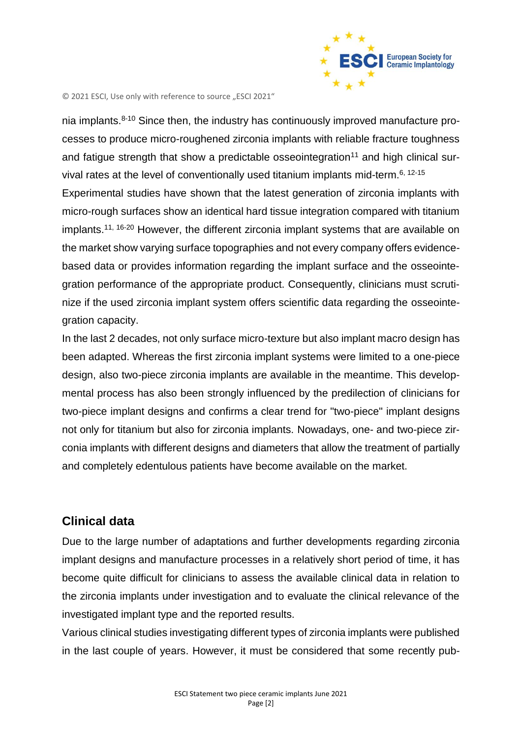nia implants.[8-10] Since then, the industry has continuously improved manufacture processes to produce micro-roughened zirconia implants with reliable fracture toughness and fatigue strength that show a predictable osseointegration[11] and high clinical survival rates at the level of conventionally used titanium implants mid-term.[6, 12-15]

Experimental studies have shown that the latest generation of zirconia implants with micro-rough surfaces show an identical hard tissue integration compared with titanium implants.[11, 16-20] However, the different zirconia implant systems that are available on the market show varying surface topographies and not every company offers evidence-based data or provides information regarding the implant surface and the osseointegration performance of the appropriate product. Consequently, clinicians must scrutinize if the used zirconia implant system offers scientific data regarding the osseointegration capacity.

In the last 2 decades, not only surface micro-texture but also implant macro design has been adapted. Whereas the first zirconia implant systems were limited to a one-piece design, also two-piece zirconia implants are available in the meantime. This developmental process has also been strongly influenced by the predilection of clinicians for two-piece implant designs and confirms a clear trend for "two-piece" implant designs not only for titanium but also for zirconia implants. Nowadays, one- and two-piece zirconia implants with different designs and diameters that allow the treatment of partially and completely edentulous patients have become available on the market.

## Clinical data

Due to the large number of adaptations and further developments regarding zirconia implant designs and manufacture processes in a relatively short period of time, it has become quite difficult for clinicians to assess the available clinical data in relation to the zirconia implants under investigation and to evaluate the clinical relevance of the investigated implant type and the reported results.

Various clinical studies investigating different types of zirconia implants were published in the last couple of years. However, it must be considered that some recently pub-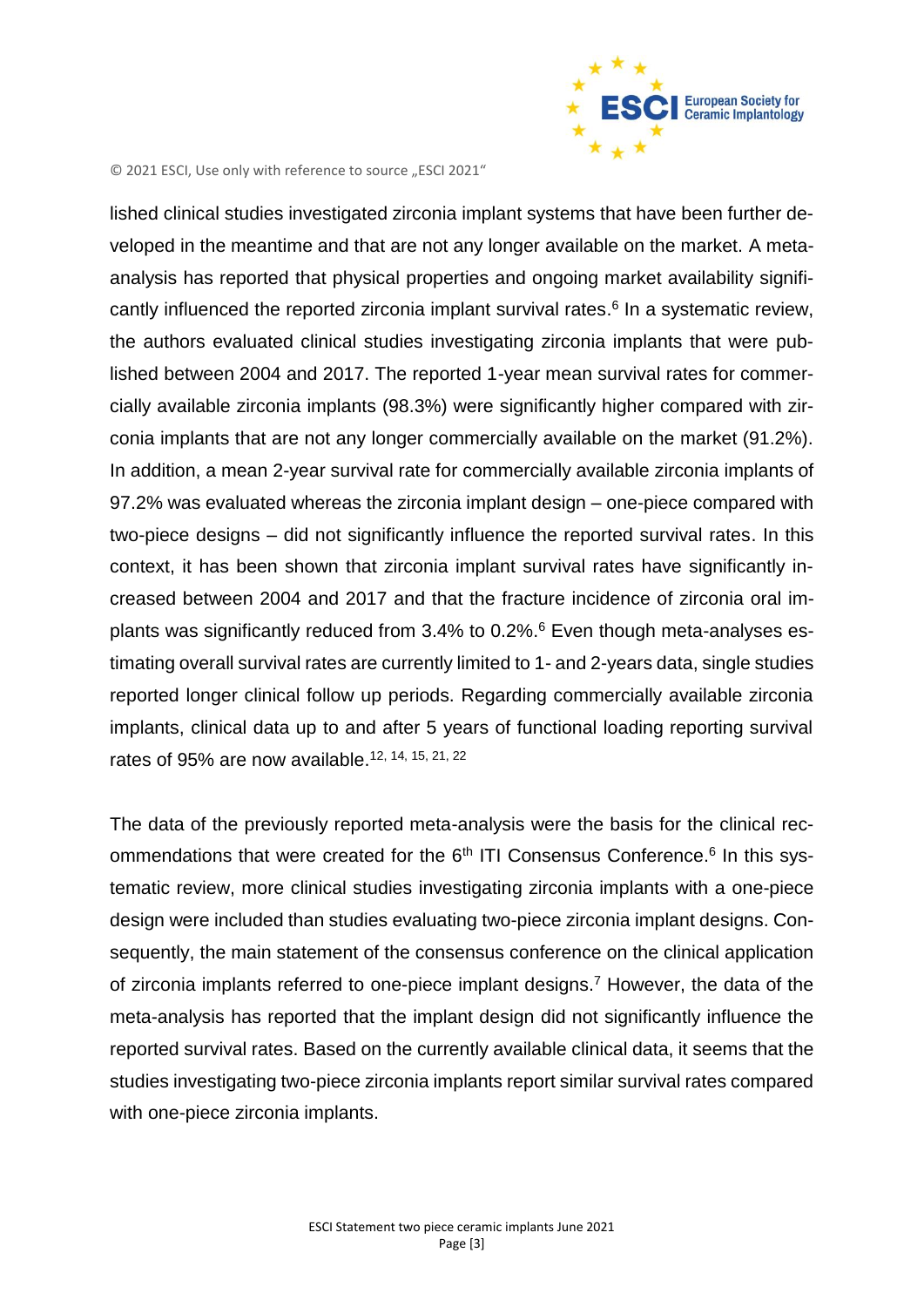lished clinical studies investigated zirconia implant systems that have been further developed in the meantime and that are not any longer available on the market. A meta-analysis has reported that physical properties and ongoing market availability significantly influenced the reported zirconia implant survival rates.[6] In a systematic review, the authors evaluated clinical studies investigating zirconia implants that were published between 2004 and 2017. The reported 1-year mean survival rates for commercially available zirconia implants (98.3%) were significantly higher compared with zirconia implants that are not any longer commercially available on the market (91.2%). In addition, a mean 2-year survival rate for commercially available zirconia implants of 97.2% was evaluated whereas the zirconia implant design – one-piece compared with two-piece designs – did not significantly influence the reported survival rates. In this context, it has been shown that zirconia implant survival rates have significantly increased between 2004 and 2017 and that the fracture incidence of zirconia oral implants was significantly reduced from 3.4% to 0.2%.[6] Even though meta-analyses estimating overall survival rates are currently limited to 1- and 2-years data, single studies reported longer clinical follow up periods. Regarding commercially available zirconia implants, clinical data up to and after 5 years of functional loading reporting survival rates of 95% are now available.[12, 14, 15, 21, 22]

The data of the previously reported meta-analysis were the basis for the clinical recommendations that were created for the 6th ITI Consensus Conference.[6] In this systematic review, more clinical studies investigating zirconia implants with a one-piece design were included than studies evaluating two-piece zirconia implant designs. Consequently, the main statement of the consensus conference on the clinical application of zirconia implants referred to one-piece implant designs.[7] However, the data of the meta-analysis has reported that the implant design did not significantly influence the reported survival rates. Based on the currently available clinical data, it seems that the studies investigating two-piece zirconia implants report similar survival rates compared with one-piece zirconia implants.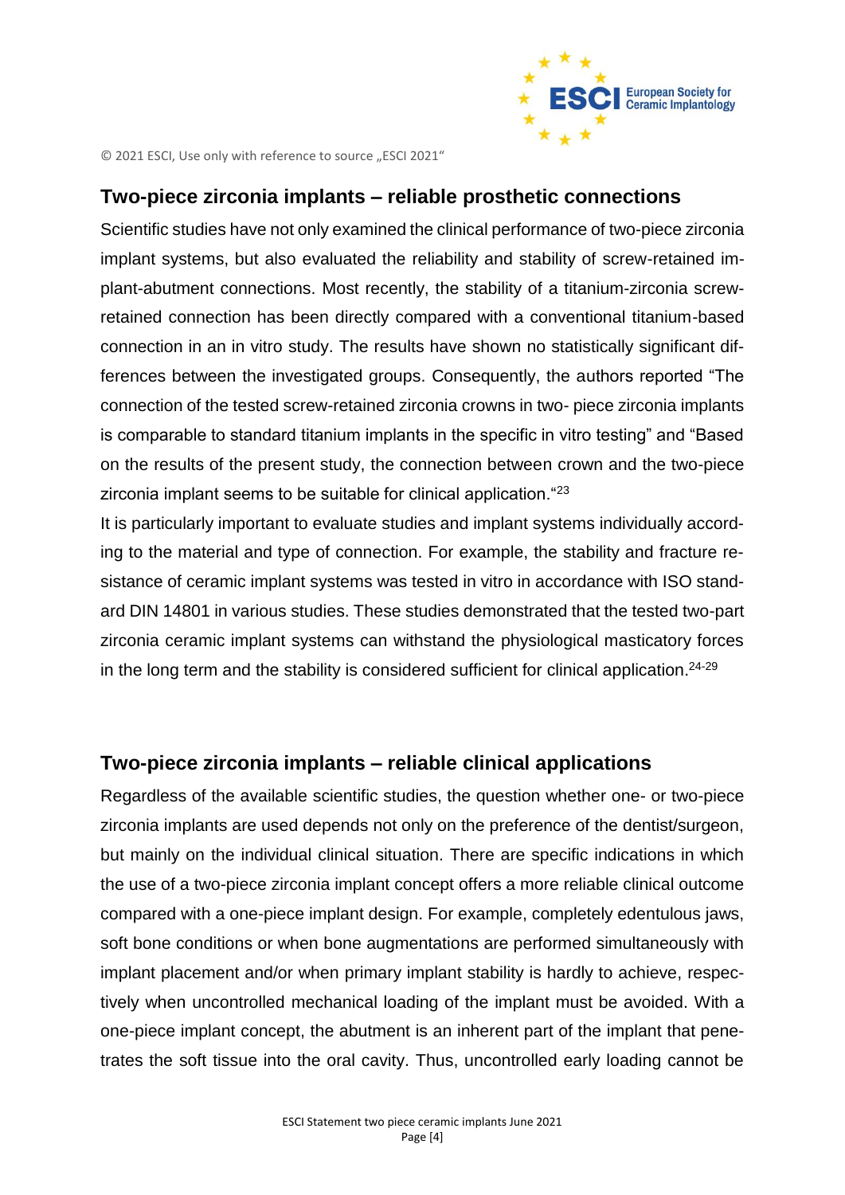## Two-piece zirconia implants – reliable prosthetic connections

Scientific studies have not only examined the clinical performance of two-piece zirconia implant systems, but also evaluated the reliability and stability of screw-retained implant-abutment connections. Most recently, the stability of a titanium-zirconia screw-retained connection has been directly compared with a conventional titanium-based connection in an in vitro study. The results have shown no statistically significant differences between the investigated groups. Consequently, the authors reported "The connection of the tested screw-retained zirconia crowns in two- piece zirconia implants is comparable to standard titanium implants in the specific in vitro testing" and "Based on the results of the present study, the connection between crown and the two-piece zirconia implant seems to be suitable for clinical application."[23]

It is particularly important to evaluate studies and implant systems individually according to the material and type of connection. For example, the stability and fracture resistance of ceramic implant systems was tested in vitro in accordance with ISO standard DIN 14801 in various studies. These studies demonstrated that the tested two-part zirconia ceramic implant systems can withstand the physiological masticatory forces in the long term and the stability is considered sufficient for clinical application.[24-29]

## Two-piece zirconia implants – reliable clinical applications

Regardless of the available scientific studies, the question whether one- or two-piece zirconia implants are used depends not only on the preference of the dentist/surgeon, but mainly on the individual clinical situation. There are specific indications in which the use of a two-piece zirconia implant concept offers a more reliable clinical outcome compared with a one-piece implant design. For example, completely edentulous jaws, soft bone conditions or when bone augmentations are performed simultaneously with implant placement and/or when primary implant stability is hardly to achieve, respectively when uncontrolled mechanical loading of the implant must be avoided. With a one-piece implant concept, the abutment is an inherent part of the implant that penetrates the soft tissue into the oral cavity. Thus, uncontrolled early loading cannot be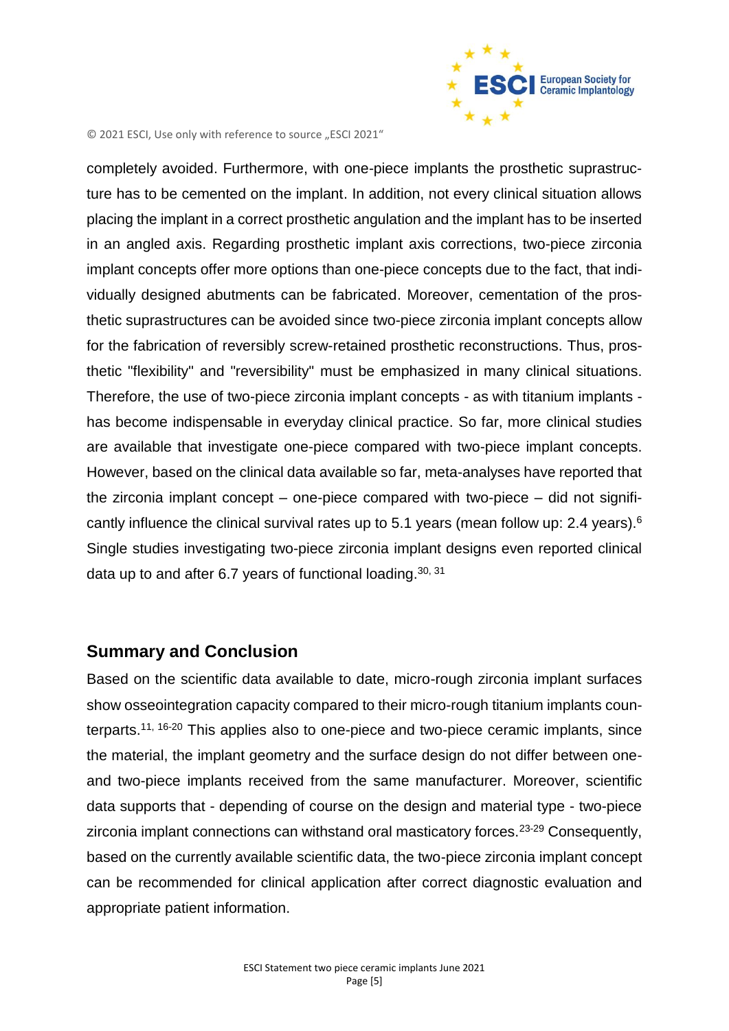completely avoided. Furthermore, with one-piece implants the prosthetic suprastructure has to be cemented on the implant. In addition, not every clinical situation allows placing the implant in a correct prosthetic angulation and the implant has to be inserted in an angled axis. Regarding prosthetic implant axis corrections, two-piece zirconia implant concepts offer more options than one-piece concepts due to the fact, that individually designed abutments can be fabricated. Moreover, cementation of the prosthetic suprastructures can be avoided since two-piece zirconia implant concepts allow for the fabrication of reversibly screw-retained prosthetic reconstructions. Thus, prosthetic "flexibility" and "reversibility" must be emphasized in many clinical situations. Therefore, the use of two-piece zirconia implant concepts - as with titanium implants - has become indispensable in everyday clinical practice. So far, more clinical studies are available that investigate one-piece compared with two-piece implant concepts. However, based on the clinical data available so far, meta-analyses have reported that the zirconia implant concept – one-piece compared with two-piece – did not significantly influence the clinical survival rates up to 5.1 years (mean follow up: 2.4 years).[6] Single studies investigating two-piece zirconia implant designs even reported clinical data up to and after 6.7 years of functional loading.[30, 31]

## Summary and Conclusion

Based on the scientific data available to date, micro-rough zirconia implant surfaces show osseointegration capacity compared to their micro-rough titanium implants counterparts.[11, 16-20] This applies also to one-piece and two-piece ceramic implants, since the material, the implant geometry and the surface design do not differ between one- and two-piece implants received from the same manufacturer. Moreover, scientific data supports that - depending of course on the design and material type - two-piece zirconia implant connections can withstand oral masticatory forces.[23-29] Consequently, based on the currently available scientific data, the two-piece zirconia implant concept can be recommended for clinical application after correct diagnostic evaluation and appropriate patient information.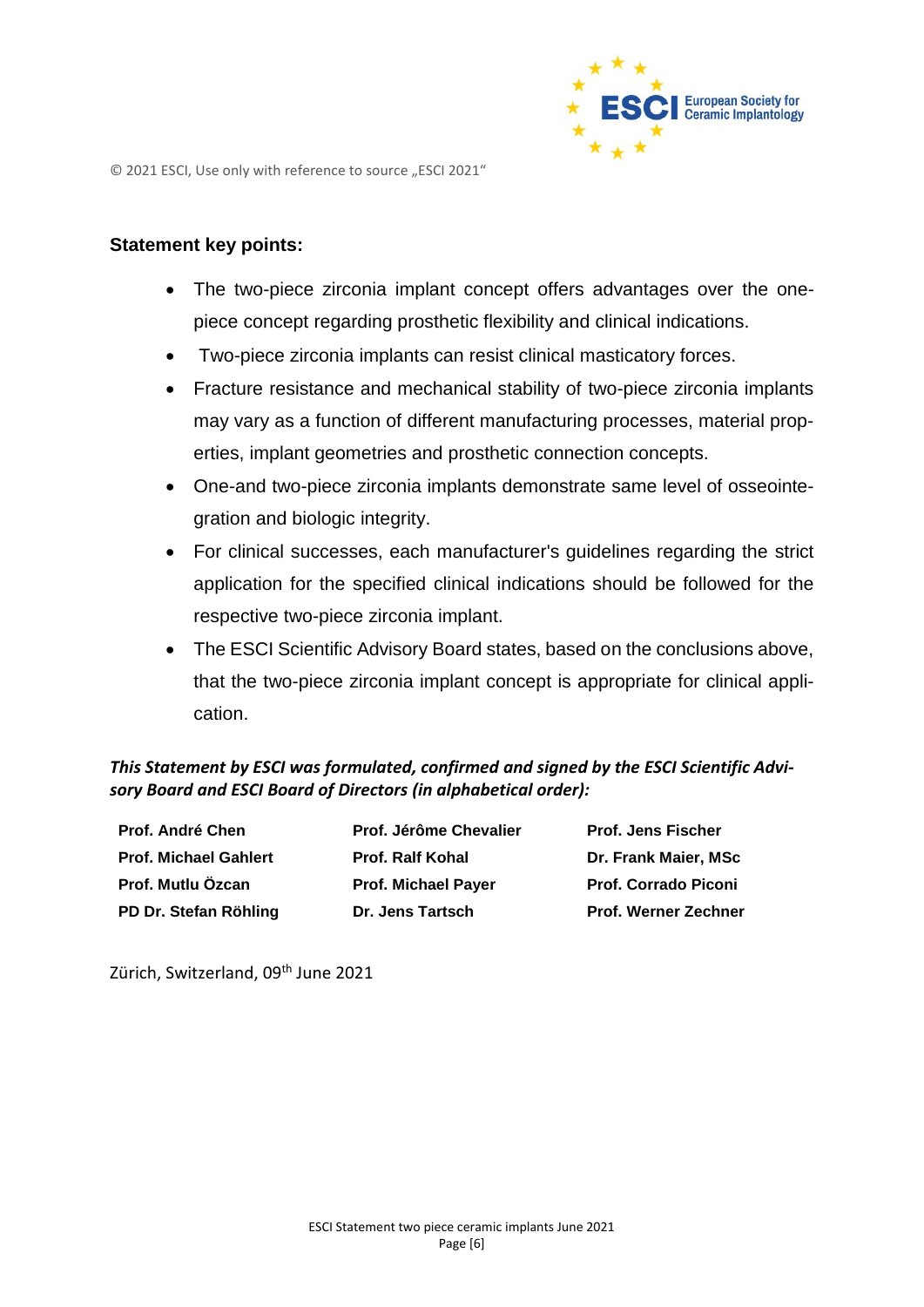© 2021 ESCI, Use only with reference to source „ESCI 2021"

**Statement key points:**

- The two-piece zirconia implant concept offers advantages over the one-piece concept regarding prosthetic flexibility and clinical indications.
- Two-piece zirconia implants can resist clinical masticatory forces.
- Fracture resistance and mechanical stability of two-piece zirconia implants may vary as a function of different manufacturing processes, material properties, implant geometries and prosthetic connection concepts.
- One-and two-piece zirconia implants demonstrate same level of osseointegration and biologic integrity.
- For clinical successes, each manufacturer's guidelines regarding the strict application for the specified clinical indications should be followed for the respective two-piece zirconia implant.
- The ESCI Scientific Advisory Board states, based on the conclusions above, that the two-piece zirconia implant concept is appropriate for clinical application.

***This Statement by ESCI was formulated, confirmed and signed by the ESCI Scientific Advisory Board and ESCI Board of Directors (in alphabetical order):***

| | | |
|---|---|---|
| **Prof. André Chen** | **Prof. Jérôme Chevalier** | **Prof. Jens Fischer** |
| **Prof. Michael Gahlert** | **Prof. Ralf Kohal** | **Dr. Frank Maier, MSc** |
| **Prof. Mutlu Özcan** | **Prof. Michael Payer** | **Prof. Corrado Piconi** |
| **PD Dr. Stefan Röhling** | **Dr. Jens Tartsch** | **Prof. Werner Zechner** |

Zürich, Switzerland, 09th June 2021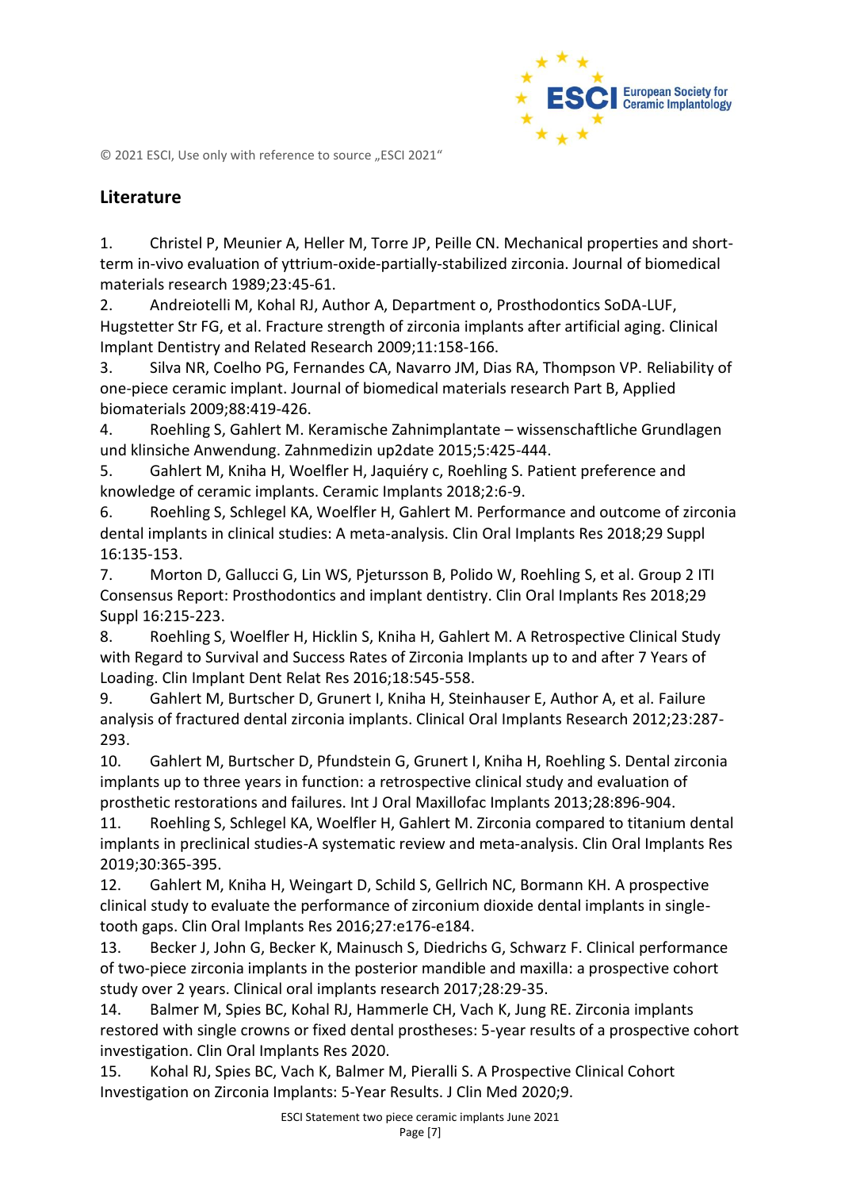## Literature

1. Christel P, Meunier A, Heller M, Torre JP, Peille CN. Mechanical properties and short-term in-vivo evaluation of yttrium-oxide-partially-stabilized zirconia. Journal of biomedical materials research 1989;23:45-61.
2. Andreiotelli M, Kohal RJ, Author A, Department o, Prosthodontics SoDA-LUF, Hugstetter Str FG, et al. Fracture strength of zirconia implants after artificial aging. Clinical Implant Dentistry and Related Research 2009;11:158-166.
3. Silva NR, Coelho PG, Fernandes CA, Navarro JM, Dias RA, Thompson VP. Reliability of one-piece ceramic implant. Journal of biomedical materials research Part B, Applied biomaterials 2009;88:419-426.
4. Roehling S, Gahlert M. Keramische Zahnimplantate – wissenschaftliche Grundlagen und klinsiche Anwendung. Zahnmedizin up2date 2015;5:425-444.
5. Gahlert M, Kniha H, Woelfler H, Jaquiéry c, Roehling S. Patient preference and knowledge of ceramic implants. Ceramic Implants 2018;2:6-9.
6. Roehling S, Schlegel KA, Woelfler H, Gahlert M. Performance and outcome of zirconia dental implants in clinical studies: A meta-analysis. Clin Oral Implants Res 2018;29 Suppl 16:135-153.
7. Morton D, Gallucci G, Lin WS, Pjetursson B, Polido W, Roehling S, et al. Group 2 ITI Consensus Report: Prosthodontics and implant dentistry. Clin Oral Implants Res 2018;29 Suppl 16:215-223.
8. Roehling S, Woelfler H, Hicklin S, Kniha H, Gahlert M. A Retrospective Clinical Study with Regard to Survival and Success Rates of Zirconia Implants up to and after 7 Years of Loading. Clin Implant Dent Relat Res 2016;18:545-558.
9. Gahlert M, Burtscher D, Grunert I, Kniha H, Steinhauser E, Author A, et al. Failure analysis of fractured dental zirconia implants. Clinical Oral Implants Research 2012;23:287-293.
10. Gahlert M, Burtscher D, Pfundstein G, Grunert I, Kniha H, Roehling S. Dental zirconia implants up to three years in function: a retrospective clinical study and evaluation of prosthetic restorations and failures. Int J Oral Maxillofac Implants 2013;28:896-904.
11. Roehling S, Schlegel KA, Woelfler H, Gahlert M. Zirconia compared to titanium dental implants in preclinical studies-A systematic review and meta-analysis. Clin Oral Implants Res 2019;30:365-395.
12. Gahlert M, Kniha H, Weingart D, Schild S, Gellrich NC, Bormann KH. A prospective clinical study to evaluate the performance of zirconium dioxide dental implants in single-tooth gaps. Clin Oral Implants Res 2016;27:e176-e184.
13. Becker J, John G, Becker K, Mainusch S, Diedrichs G, Schwarz F. Clinical performance of two-piece zirconia implants in the posterior mandible and maxilla: a prospective cohort study over 2 years. Clinical oral implants research 2017;28:29-35.
14. Balmer M, Spies BC, Kohal RJ, Hammerle CH, Vach K, Jung RE. Zirconia implants restored with single crowns or fixed dental prostheses: 5-year results of a prospective cohort investigation. Clin Oral Implants Res 2020.
15. Kohal RJ, Spies BC, Vach K, Balmer M, Pieralli S. A Prospective Clinical Cohort Investigation on Zirconia Implants: 5-Year Results. J Clin Med 2020;9.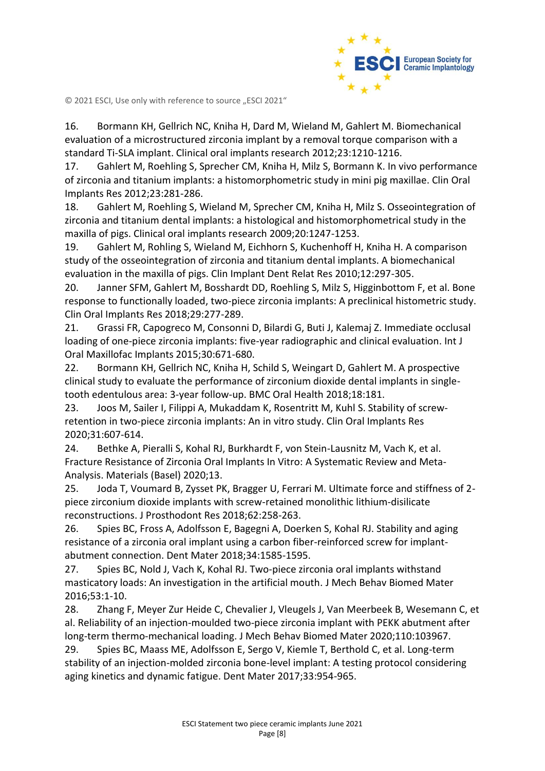16. Bormann KH, Gellrich NC, Kniha H, Dard M, Wieland M, Gahlert M. Biomechanical evaluation of a microstructured zirconia implant by a removal torque comparison with a standard Ti-SLA implant. Clinical oral implants research 2012;23:1210-1216.
17. Gahlert M, Roehling S, Sprecher CM, Kniha H, Milz S, Bormann K. In vivo performance of zirconia and titanium implants: a histomorphometric study in mini pig maxillae. Clin Oral Implants Res 2012;23:281-286.
18. Gahlert M, Roehling S, Wieland M, Sprecher CM, Kniha H, Milz S. Osseointegration of zirconia and titanium dental implants: a histological and histomorphometrical study in the maxilla of pigs. Clinical oral implants research 2009;20:1247-1253.
19. Gahlert M, Rohling S, Wieland M, Eichhorn S, Kuchenhoff H, Kniha H. A comparison study of the osseointegration of zirconia and titanium dental implants. A biomechanical evaluation in the maxilla of pigs. Clin Implant Dent Relat Res 2010;12:297-305.
20. Janner SFM, Gahlert M, Bosshardt DD, Roehling S, Milz S, Higginbottom F, et al. Bone response to functionally loaded, two-piece zirconia implants: A preclinical histometric study. Clin Oral Implants Res 2018;29:277-289.
21. Grassi FR, Capogreco M, Consonni D, Bilardi G, Buti J, Kalemaj Z. Immediate occlusal loading of one-piece zirconia implants: five-year radiographic and clinical evaluation. Int J Oral Maxillofac Implants 2015;30:671-680.
22. Bormann KH, Gellrich NC, Kniha H, Schild S, Weingart D, Gahlert M. A prospective clinical study to evaluate the performance of zirconium dioxide dental implants in single-tooth edentulous area: 3-year follow-up. BMC Oral Health 2018;18:181.
23. Joos M, Sailer I, Filippi A, Mukaddam K, Rosentritt M, Kuhl S. Stability of screw-retention in two-piece zirconia implants: An in vitro study. Clin Oral Implants Res 2020;31:607-614.
24. Bethke A, Pieralli S, Kohal RJ, Burkhardt F, von Stein-Lausnitz M, Vach K, et al. Fracture Resistance of Zirconia Oral Implants In Vitro: A Systematic Review and Meta-Analysis. Materials (Basel) 2020;13.
25. Joda T, Voumard B, Zysset PK, Bragger U, Ferrari M. Ultimate force and stiffness of 2-piece zirconium dioxide implants with screw-retained monolithic lithium-disilicate reconstructions. J Prosthodont Res 2018;62:258-263.
26. Spies BC, Fross A, Adolfsson E, Bagegni A, Doerken S, Kohal RJ. Stability and aging resistance of a zirconia oral implant using a carbon fiber-reinforced screw for implant-abutment connection. Dent Mater 2018;34:1585-1595.
27. Spies BC, Nold J, Vach K, Kohal RJ. Two-piece zirconia oral implants withstand masticatory loads: An investigation in the artificial mouth. J Mech Behav Biomed Mater 2016;53:1-10.
28. Zhang F, Meyer Zur Heide C, Chevalier J, Vleugels J, Van Meerbeek B, Wesemann C, et al. Reliability of an injection-moulded two-piece zirconia implant with PEKK abutment after long-term thermo-mechanical loading. J Mech Behav Biomed Mater 2020;110:103967.
29. Spies BC, Maass ME, Adolfsson E, Sergo V, Kiemle T, Berthold C, et al. Long-term stability of an injection-molded zirconia bone-level implant: A testing protocol considering aging kinetics and dynamic fatigue. Dent Mater 2017;33:954-965.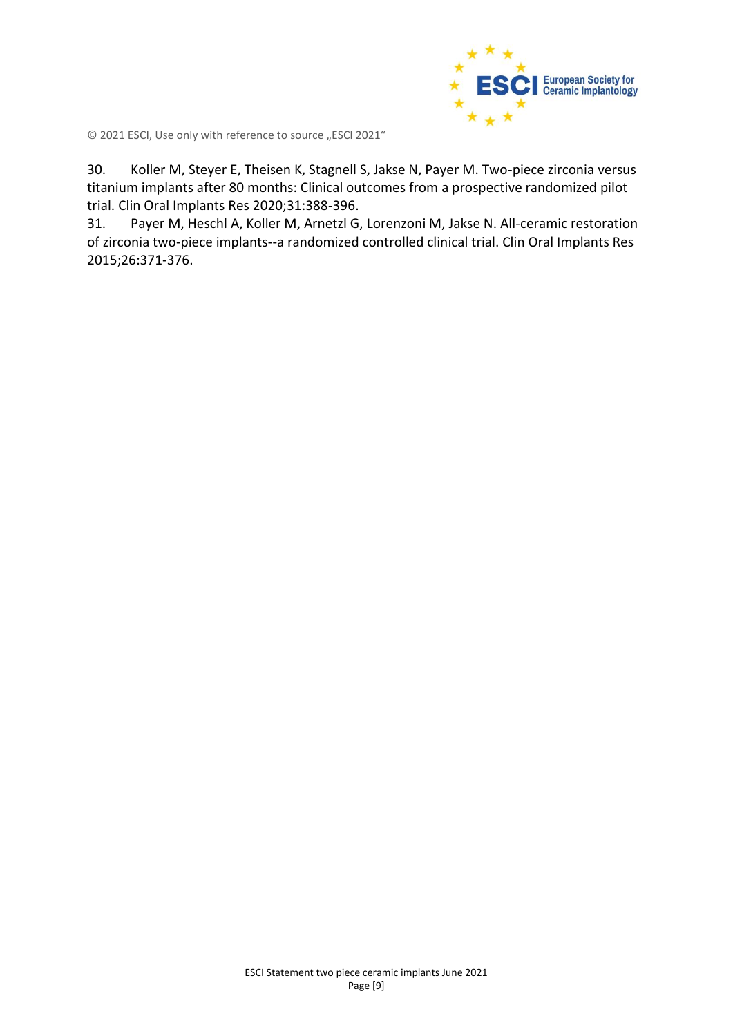30. Koller M, Steyer E, Theisen K, Stagnell S, Jakse N, Payer M. Two-piece zirconia versus titanium implants after 80 months: Clinical outcomes from a prospective randomized pilot trial. Clin Oral Implants Res 2020;31:388-396.

31. Payer M, Heschl A, Koller M, Arnetzl G, Lorenzoni M, Jakse N. All-ceramic restoration of zirconia two-piece implants--a randomized controlled clinical trial. Clin Oral Implants Res 2015;26:371-376.